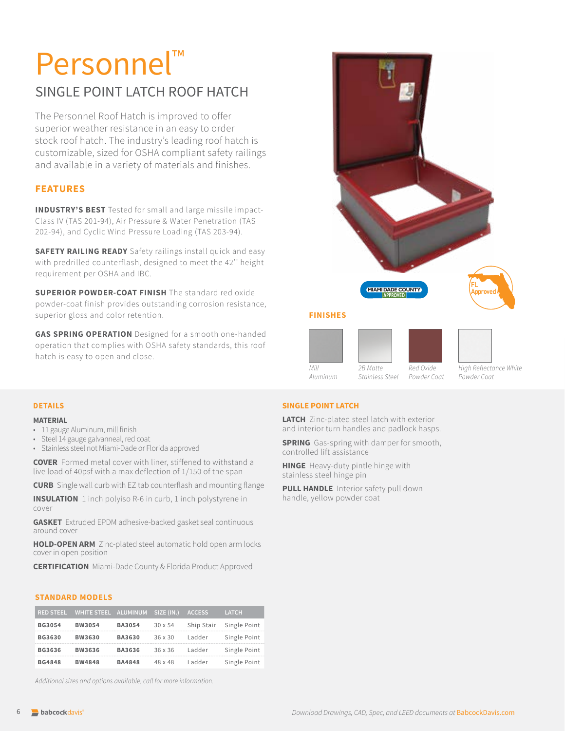# Personnel™

## SINGLE POINT LATCH ROOF HATCH

The Personnel Roof Hatch is improved to offer superior weather resistance in an easy to order stock roof hatch. The industry's leading roof hatch is customizable, sized for OSHA compliant safety railings and available in a variety of materials and finishes.

### FEATURES

**INDUSTRY'S BEST** Tested for small and large missile impact-Class IV (TAS 201-94), Air Pressure & Water Penetration (TAS 202-94), and Cyclic Wind Pressure Loading (TAS 203-94).

**SAFETY RAILING READY** Safety railings install quick and easy with predrilled counterflash, designed to meet the 42'' height requirement per OSHA and IBC.

**SUPERIOR POWDER-COAT FINISH** The standard red oxide powder-coat finish provides outstanding corrosion resistance, superior gloss and color retention.

**GAS SPRING OPERATION** Designed for a smooth one-handed operation that complies with OSHA safety standards, this roof hatch is easy to open and close.

MIAMI-DADE COUNTY APPROVED

FL Approved

### FINISHES

*Mill Aluminum*

*2B Matte Stainless Steel*

*Red Oxide Powder Coat*

*High Reflectance White Powder Coat*

### DETAILS

**MATERIAL**

- 11 gauge Aluminum, mill finish
- Steel 14 gauge galvanneal, red coat
- Stainless steel not Miami-Dade or Florida approved

**COVER** Formed metal cover with liner, stiffened to withstand a live load of 40psf with a max deflection of 1/150 of the span

**CURB** Single wall curb with EZ tab counterflash and mounting flange

**INSULATION** 1 inch polyiso R-6 in curb, 1 inch polystyrene in cover

**GASKET** Extruded EPDM adhesive-backed gasket seal continuous around cover

**HOLD-OPEN ARM** Zinc-plated steel automatic hold open arm locks cover in open position

**CERTIFICATION** Miami-Dade County & Florida Product Approved

### SINGLE POINT LATCH

**LATCH** Zinc-plated steel latch with exterior and interior turn handles and padlock hasps.

**SPRING** Gas-spring with damper for smooth, controlled lift assistance

**HINGE** Heavy-duty pintle hinge with stainless steel hinge pin

**PULL HANDLE** Interior safety pull down handle, yellow powder coat

### STANDARD MODELS

| RED STEEL | WHITE STEEL | ALUMINUM | SIZE (IN.) | ACCESS | LATCH |
|---|---|---|---|---|---|
| BG3054 | BW3054 | BA3054 | 30 x 54 | Ship Stair | Single Point |
| BG3630 | BW3630 | BA3630 | 36 x 30 | Ladder | Single Point |
| BG3636 | BW3636 | BA3636 | 36 x 36 | Ladder | Single Point |
| BG4848 | BW4848 | BA4848 | 48 x 48 | Ladder | Single Point |

*Additional sizes and options available, call for more information.*

*Download Drawings, CAD, Spec, and LEED documents at* BabcockDavis.com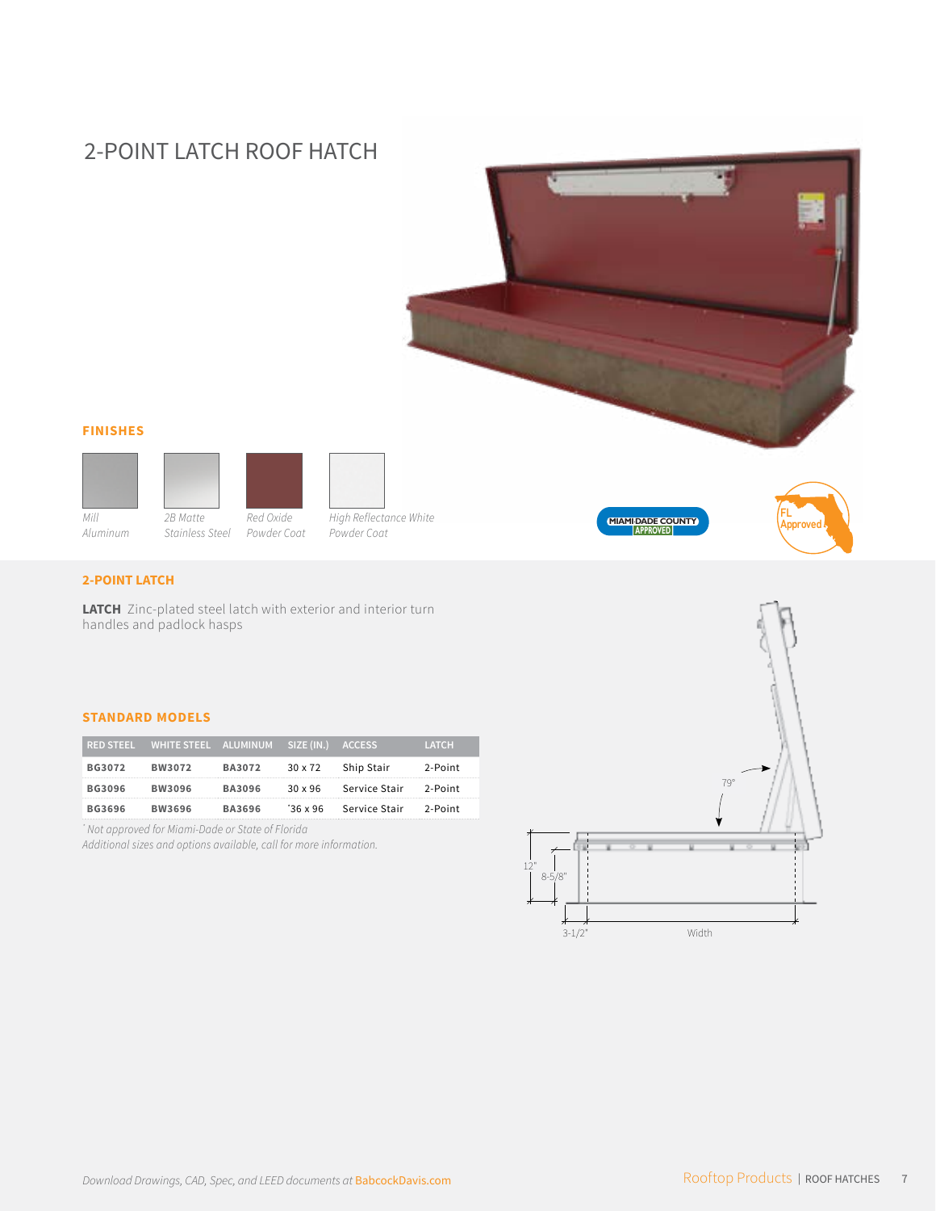# 2-POINT LATCH ROOF HATCH

## FINISHES

*Mill Aluminum*

*2B Matte Stainless Steel*

*Red Oxide Powder Coat*

*High Reflectance White Powder Coat*

MIAMI-DADE COUNTY APPROVED

FL Approved

## 2-POINT LATCH

**LATCH** Zinc-plated steel latch with exterior and interior turn handles and padlock hasps

## STANDARD MODELS

| RED STEEL | WHITE STEEL | ALUMINUM | SIZE (IN.) | ACCESS | LATCH |
|---|---|---|---|---|---|
| BG3072 | BW3072 | BA3072 | 30 x 72 | Ship Stair | 2-Point |
| BG3096 | BW3096 | BA3096 | 30 x 96 | Service Stair | 2-Point |
| BG3696 | BW3696 | BA3696 | *36 x 96 | Service Stair | 2-Point |

*\* Not approved for Miami-Dade or State of Florida*

*Additional sizes and options available, call for more information.*

79°

12"

8-5/8"

3-1/2"

Width

*Download Drawings, CAD, Spec, and LEED documents at* BabcockDavis.com